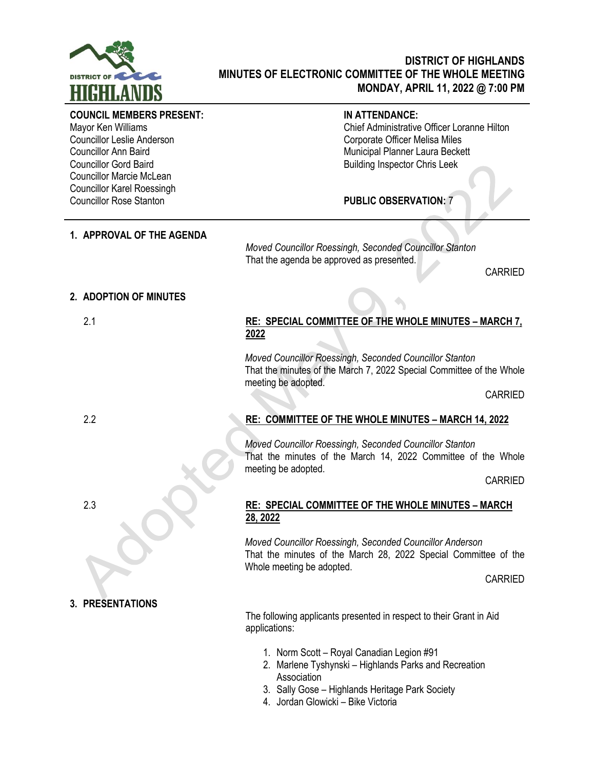# DISTRICT OF HIGHLANDS
## MINUTES OF ELECTRONIC COMMITTEE OF THE WHOLE MEETING
## MONDAY, APRIL 11, 2022 @ 7:00 PM

**COUNCIL MEMBERS PRESENT:**
Mayor Ken Williams
Councillor Leslie Anderson
Councillor Ann Baird
Councillor Gord Baird
Councillor Marcie McLean
Councillor Karel Roessingh
Councillor Rose Stanton

**IN ATTENDANCE:**
Chief Administrative Officer Loranne Hilton
Corporate Officer Melisa Miles
Municipal Planner Laura Beckett
Building Inspector Chris Leek

**PUBLIC OBSERVATION:** 7

## 1. APPROVAL OF THE AGENDA

*Moved Councillor Roessingh, Seconded Councillor Stanton*
That the agenda be approved as presented.

CARRIED

## 2. ADOPTION OF MINUTES

2.1 **RE: SPECIAL COMMITTEE OF THE WHOLE MINUTES – MARCH 7, 2022**

*Moved Councillor Roessingh, Seconded Councillor Stanton*
That the minutes of the March 7, 2022 Special Committee of the Whole meeting be adopted.

CARRIED

2.2 **RE: COMMITTEE OF THE WHOLE MINUTES – MARCH 14, 2022**

*Moved Councillor Roessingh, Seconded Councillor Stanton*
That the minutes of the March 14, 2022 Committee of the Whole meeting be adopted.

CARRIED

2.3 **RE: SPECIAL COMMITTEE OF THE WHOLE MINUTES – MARCH 28, 2022**

*Moved Councillor Roessingh, Seconded Councillor Anderson*
That the minutes of the March 28, 2022 Special Committee of the Whole meeting be adopted.

CARRIED

## 3. PRESENTATIONS

The following applicants presented in respect to their Grant in Aid applications:

1. Norm Scott – Royal Canadian Legion #91
2. Marlene Tyshynski – Highlands Parks and Recreation Association
3. Sally Gose – Highlands Heritage Park Society
4. Jordan Glowicki – Bike Victoria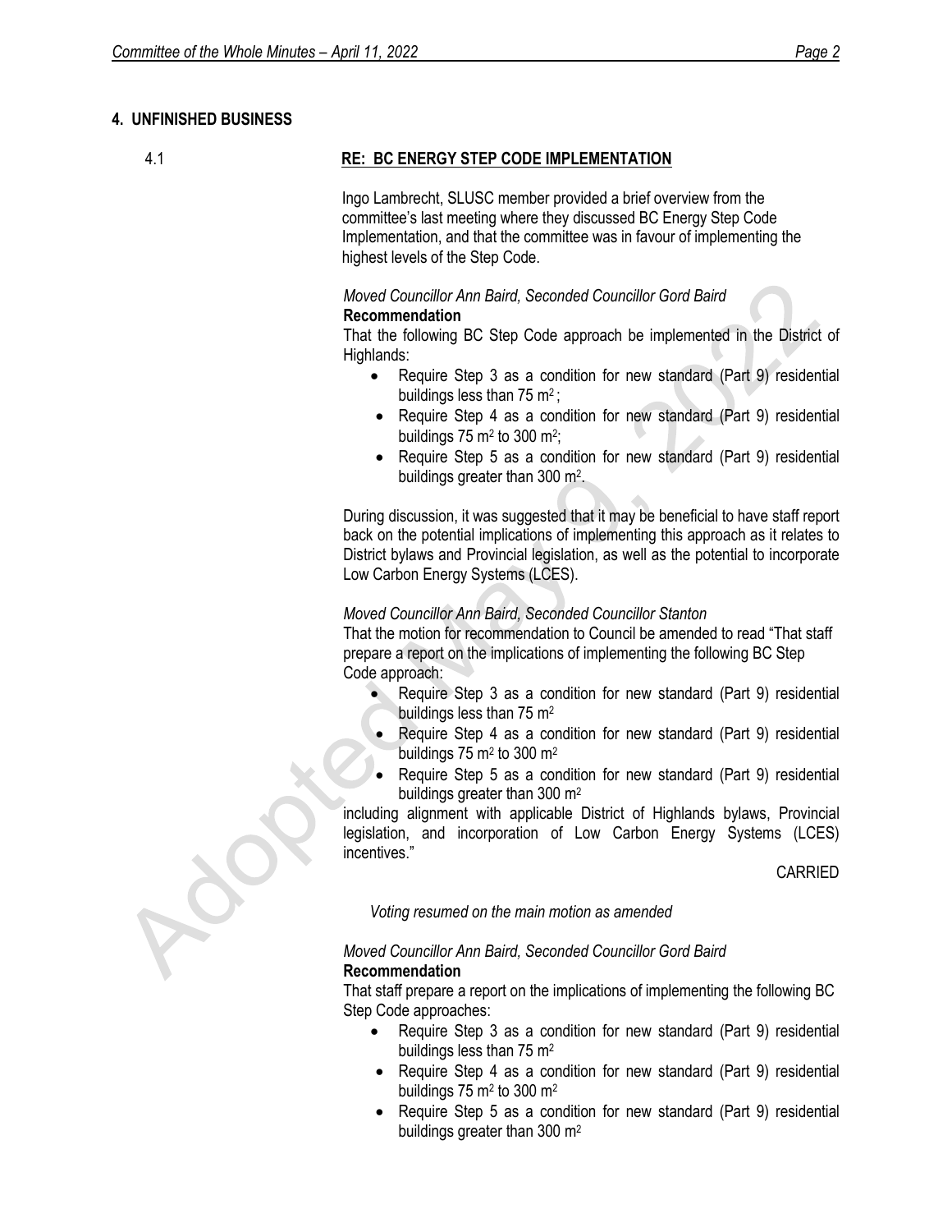## 4. UNFINISHED BUSINESS

### 4.1 RE: BC ENERGY STEP CODE IMPLEMENTATION

Ingo Lambrecht, SLUSC member provided a brief overview from the committee's last meeting where they discussed BC Energy Step Code Implementation, and that the committee was in favour of implementing the highest levels of the Step Code.

*Moved Councillor Ann Baird, Seconded Councillor Gord Baird*
**Recommendation**
That the following BC Step Code approach be implemented in the District of Highlands:

- Require Step 3 as a condition for new standard (Part 9) residential buildings less than 75 $m^2$ ;
- Require Step 4 as a condition for new standard (Part 9) residential buildings 75 $m^2$ to 300 $m^2$;
- Require Step 5 as a condition for new standard (Part 9) residential buildings greater than 300 $m^2$.

During discussion, it was suggested that it may be beneficial to have staff report back on the potential implications of implementing this approach as it relates to District bylaws and Provincial legislation, as well as the potential to incorporate Low Carbon Energy Systems (LCES).

*Moved Councillor Ann Baird, Seconded Councillor Stanton*
That the motion for recommendation to Council be amended to read "That staff prepare a report on the implications of implementing the following BC Step Code approach:

- Require Step 3 as a condition for new standard (Part 9) residential buildings less than 75 $m^2$
- Require Step 4 as a condition for new standard (Part 9) residential buildings 75 $m^2$ to 300 $m^2$
- Require Step 5 as a condition for new standard (Part 9) residential buildings greater than 300 $m^2$

including alignment with applicable District of Highlands bylaws, Provincial legislation, and incorporation of Low Carbon Energy Systems (LCES) incentives."

CARRIED

*Voting resumed on the main motion as amended*

*Moved Councillor Ann Baird, Seconded Councillor Gord Baird*
**Recommendation**
That staff prepare a report on the implications of implementing the following BC Step Code approaches:

- Require Step 3 as a condition for new standard (Part 9) residential buildings less than 75 $m^2$
- Require Step 4 as a condition for new standard (Part 9) residential buildings 75 $m^2$ to 300 $m^2$
- Require Step 5 as a condition for new standard (Part 9) residential buildings greater than 300 $m^2$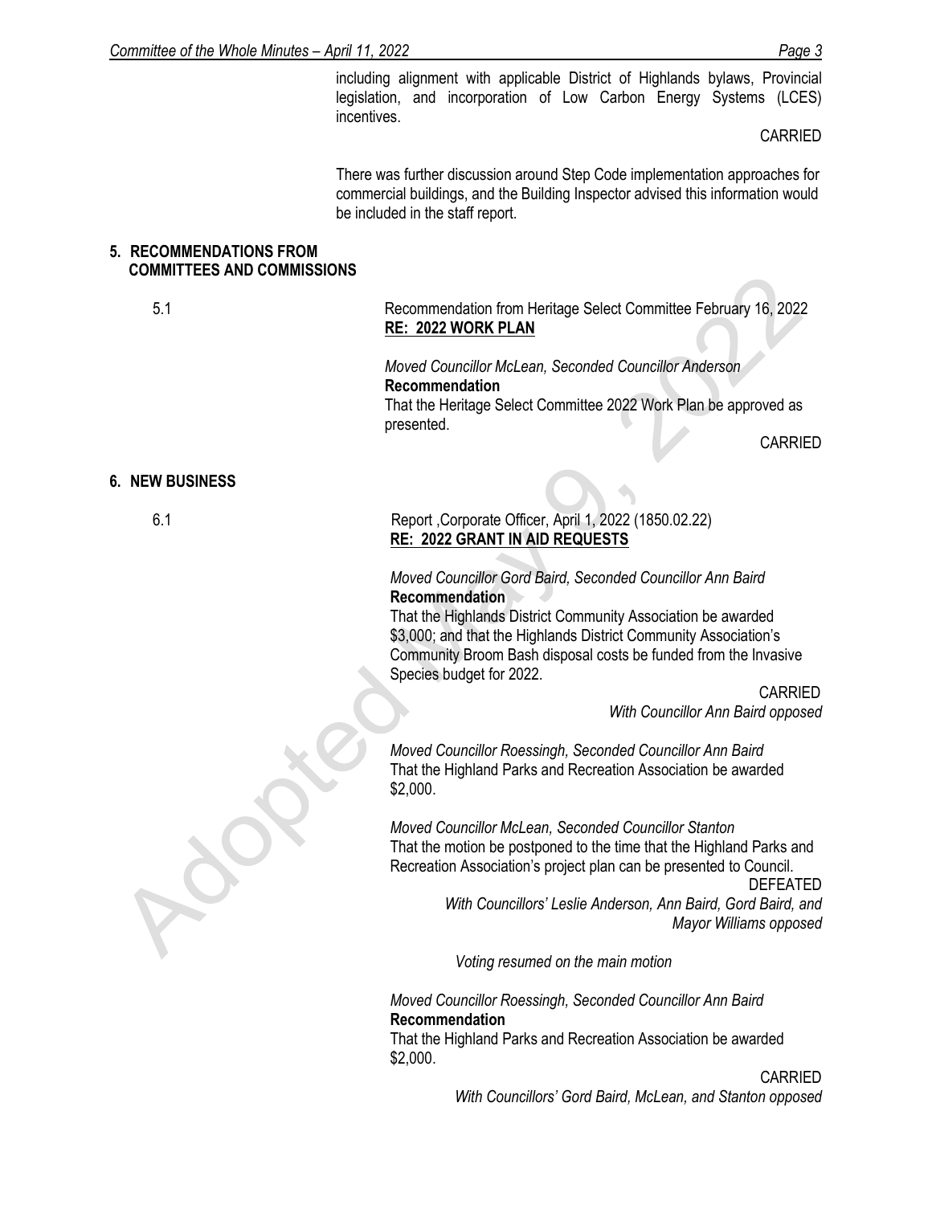including alignment with applicable District of Highlands bylaws, Provincial legislation, and incorporation of Low Carbon Energy Systems (LCES) incentives.

CARRIED

There was further discussion around Step Code implementation approaches for commercial buildings, and the Building Inspector advised this information would be included in the staff report.

## 5. RECOMMENDATIONS FROM COMMITTEES AND COMMISSIONS

5.1 Recommendation from Heritage Select Committee February 16, 2022
**RE: 2022 WORK PLAN**

*Moved Councillor McLean, Seconded Councillor Anderson*
**Recommendation**
That the Heritage Select Committee 2022 Work Plan be approved as presented.

CARRIED

## 6. NEW BUSINESS

6.1 Report ,Corporate Officer, April 1, 2022 (1850.02.22)
**RE: 2022 GRANT IN AID REQUESTS**

*Moved Councillor Gord Baird, Seconded Councillor Ann Baird*
**Recommendation**
That the Highlands District Community Association be awarded $3,000; and that the Highlands District Community Association's Community Broom Bash disposal costs be funded from the Invasive Species budget for 2022.

CARRIED
*With Councillor Ann Baird opposed*

*Moved Councillor Roessingh, Seconded Councillor Ann Baird*
That the Highland Parks and Recreation Association be awarded $2,000.

*Moved Councillor McLean, Seconded Councillor Stanton*
That the motion be postponed to the time that the Highland Parks and Recreation Association's project plan can be presented to Council.

DEFEATED
*With Councillors' Leslie Anderson, Ann Baird, Gord Baird, and Mayor Williams opposed*

*Voting resumed on the main motion*

*Moved Councillor Roessingh, Seconded Councillor Ann Baird*
**Recommendation**
That the Highland Parks and Recreation Association be awarded $2,000.

CARRIED
*With Councillors' Gord Baird, McLean, and Stanton opposed*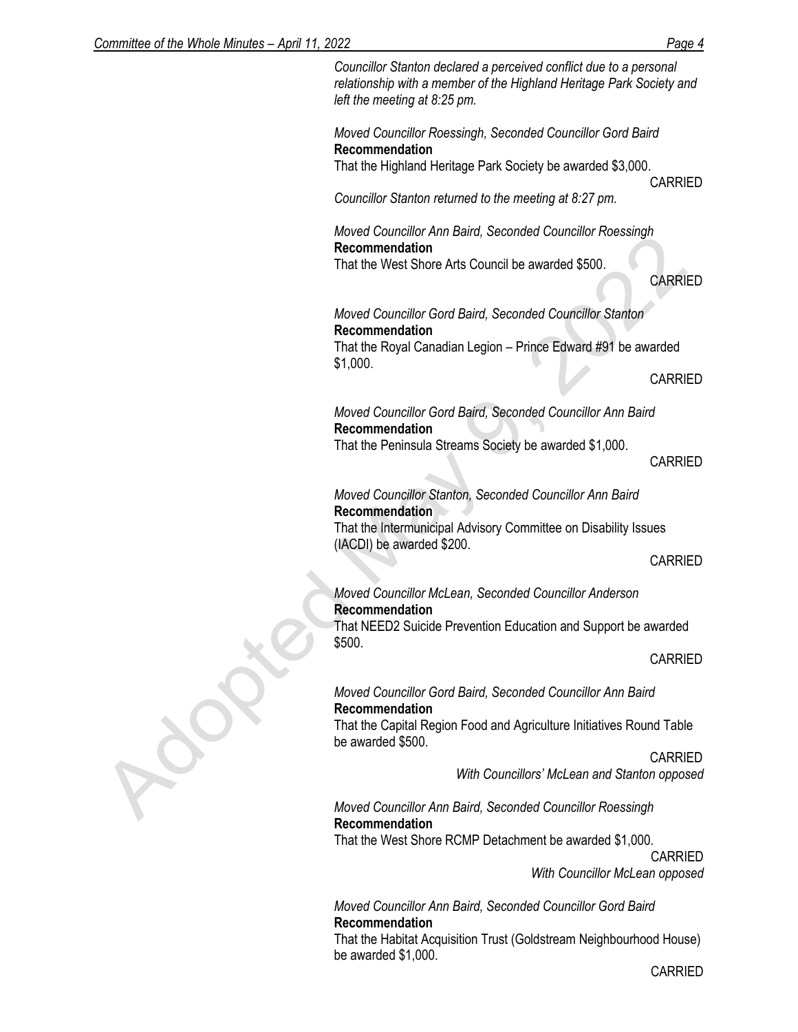*Councillor Stanton declared a perceived conflict due to a personal relationship with a member of the Highland Heritage Park Society and left the meeting at 8:25 pm.*

*Moved Councillor Roessingh, Seconded Councillor Gord Baird*
**Recommendation**
That the Highland Heritage Park Society be awarded $3,000.

CARRIED

*Councillor Stanton returned to the meeting at 8:27 pm.*

*Moved Councillor Ann Baird, Seconded Councillor Roessingh*
**Recommendation**
That the West Shore Arts Council be awarded $500.

CARRIED

*Moved Councillor Gord Baird, Seconded Councillor Stanton*
**Recommendation**
That the Royal Canadian Legion – Prince Edward #91 be awarded $1,000.

CARRIED

*Moved Councillor Gord Baird, Seconded Councillor Ann Baird*
**Recommendation**
That the Peninsula Streams Society be awarded $1,000.

CARRIED

*Moved Councillor Stanton, Seconded Councillor Ann Baird*
**Recommendation**
That the Intermunicipal Advisory Committee on Disability Issues (IACDI) be awarded $200.

CARRIED

*Moved Councillor McLean, Seconded Councillor Anderson*
**Recommendation**
That NEED2 Suicide Prevention Education and Support be awarded $500.

CARRIED

*Moved Councillor Gord Baird, Seconded Councillor Ann Baird*
**Recommendation**
That the Capital Region Food and Agriculture Initiatives Round Table be awarded $500.

CARRIED
*With Councillors' McLean and Stanton opposed*

*Moved Councillor Ann Baird, Seconded Councillor Roessingh*
**Recommendation**
That the West Shore RCMP Detachment be awarded $1,000.

CARRIED
*With Councillor McLean opposed*

*Moved Councillor Ann Baird, Seconded Councillor Gord Baird*
**Recommendation**
That the Habitat Acquisition Trust (Goldstream Neighbourhood House) be awarded $1,000.

CARRIED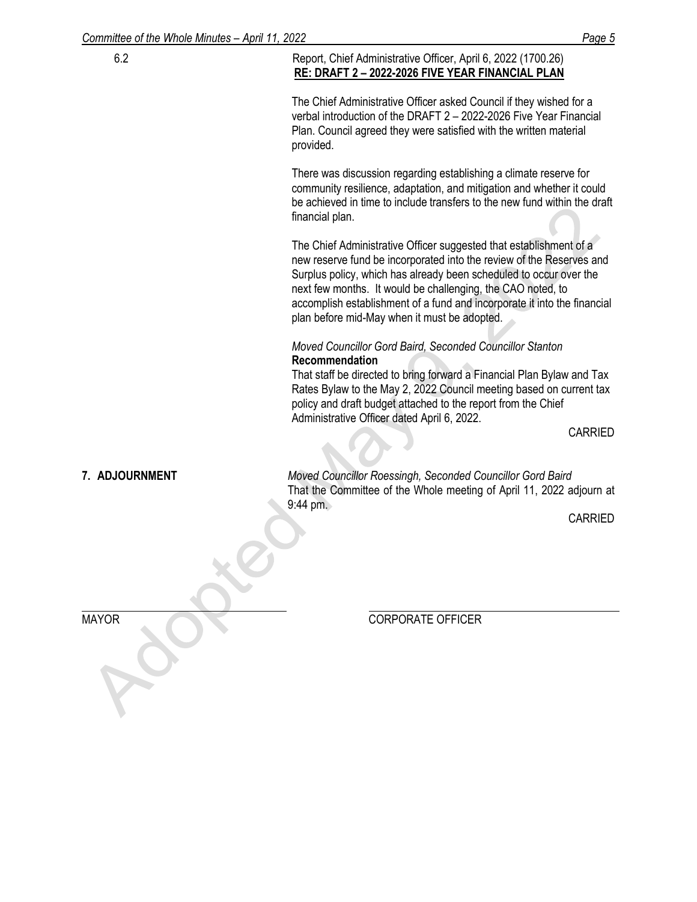6.2 Report, Chief Administrative Officer, April 6, 2022 (1700.26)
**RE: DRAFT 2 – 2022-2026 FIVE YEAR FINANCIAL PLAN**

The Chief Administrative Officer asked Council if they wished for a verbal introduction of the DRAFT 2 – 2022-2026 Five Year Financial Plan. Council agreed they were satisfied with the written material provided.

There was discussion regarding establishing a climate reserve for community resilience, adaptation, and mitigation and whether it could be achieved in time to include transfers to the new fund within the draft financial plan.

The Chief Administrative Officer suggested that establishment of a new reserve fund be incorporated into the review of the Reserves and Surplus policy, which has already been scheduled to occur over the next few months. It would be challenging, the CAO noted, to accomplish establishment of a fund and incorporate it into the financial plan before mid-May when it must be adopted.

*Moved Councillor Gord Baird, Seconded Councillor Stanton*
**Recommendation**
That staff be directed to bring forward a Financial Plan Bylaw and Tax Rates Bylaw to the May 2, 2022 Council meeting based on current tax policy and draft budget attached to the report from the Chief Administrative Officer dated April 6, 2022.

CARRIED

**7. ADJOURNMENT**

*Moved Councillor Roessingh, Seconded Councillor Gord Baird*
That the Committee of the Whole meeting of April 11, 2022 adjourn at 9:44 pm.

CARRIED

MAYOR

CORPORATE OFFICER